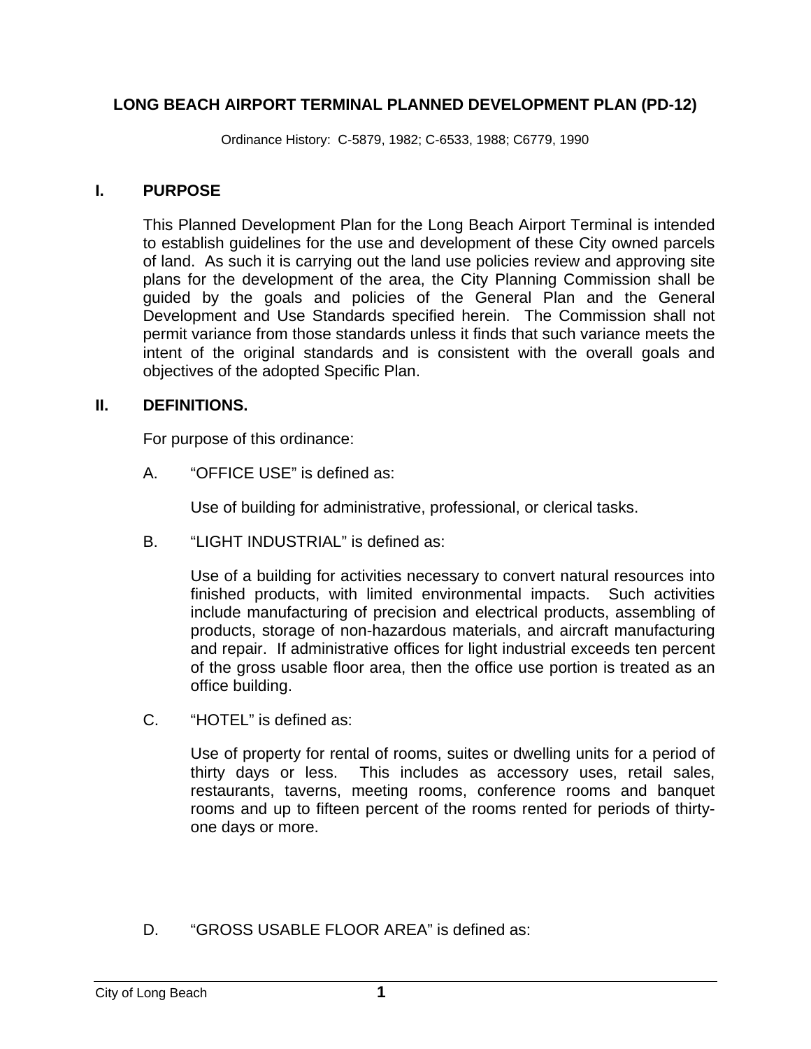# LONG BEACH AIRPORT TERMINAL PLANNED DEVELOPMENT PLAN (PD-12)

Ordinance History: C-5879, 1982; C-6533, 1988; C6779, 1990

## I. PURPOSE

This Planned Development Plan for the Long Beach Airport Terminal is intended to establish guidelines for the use and development of these City owned parcels of land. As such it is carrying out the land use policies review and approving site plans for the development of the area, the City Planning Commission shall be guided by the goals and policies of the General Plan and the General Development and Use Standards specified herein. The Commission shall not permit variance from those standards unless it finds that such variance meets the intent of the original standards and is consistent with the overall goals and objectives of the adopted Specific Plan.

## II. DEFINITIONS.

For purpose of this ordinance:

A. "OFFICE USE" is defined as:

Use of building for administrative, professional, or clerical tasks.

B. "LIGHT INDUSTRIAL" is defined as:

Use of a building for activities necessary to convert natural resources into finished products, with limited environmental impacts. Such activities include manufacturing of precision and electrical products, assembling of products, storage of non-hazardous materials, and aircraft manufacturing and repair. If administrative offices for light industrial exceeds ten percent of the gross usable floor area, then the office use portion is treated as an office building.

C. "HOTEL" is defined as:

Use of property for rental of rooms, suites or dwelling units for a period of thirty days or less. This includes as accessory uses, retail sales, restaurants, taverns, meeting rooms, conference rooms and banquet rooms and up to fifteen percent of the rooms rented for periods of thirty-one days or more.

D. "GROSS USABLE FLOOR AREA" is defined as: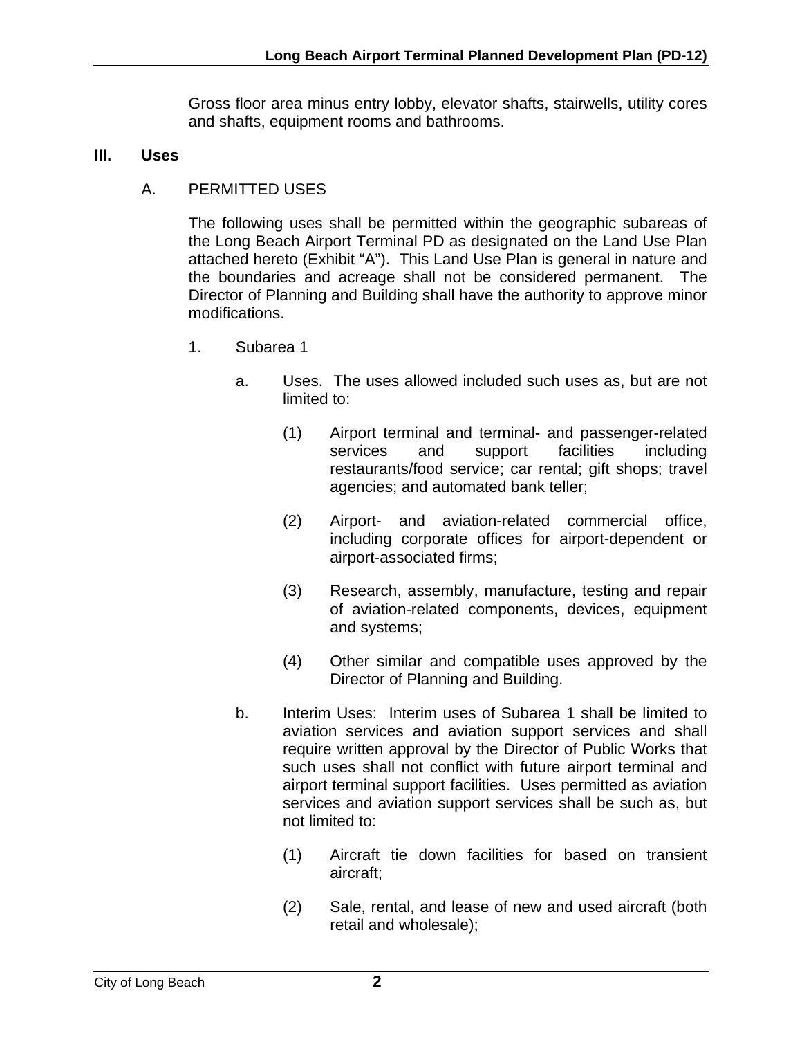Gross floor area minus entry lobby, elevator shafts, stairwells, utility cores and shafts, equipment rooms and bathrooms.

## III. Uses

### A. PERMITTED USES

The following uses shall be permitted within the geographic subareas of the Long Beach Airport Terminal PD as designated on the Land Use Plan attached hereto (Exhibit "A"). This Land Use Plan is general in nature and the boundaries and acreage shall not be considered permanent. The Director of Planning and Building shall have the authority to approve minor modifications.

1. Subarea 1

   a. Uses. The uses allowed included such uses as, but are not limited to:

      (1) Airport terminal and terminal- and passenger-related services and support facilities including restaurants/food service; car rental; gift shops; travel agencies; and automated bank teller;

      (2) Airport- and aviation-related commercial office, including corporate offices for airport-dependent or airport-associated firms;

      (3) Research, assembly, manufacture, testing and repair of aviation-related components, devices, equipment and systems;

      (4) Other similar and compatible uses approved by the Director of Planning and Building.

   b. Interim Uses: Interim uses of Subarea 1 shall be limited to aviation services and aviation support services and shall require written approval by the Director of Public Works that such uses shall not conflict with future airport terminal and airport terminal support facilities. Uses permitted as aviation services and aviation support services shall be such as, but not limited to:

      (1) Aircraft tie down facilities for based on transient aircraft;

      (2) Sale, rental, and lease of new and used aircraft (both retail and wholesale);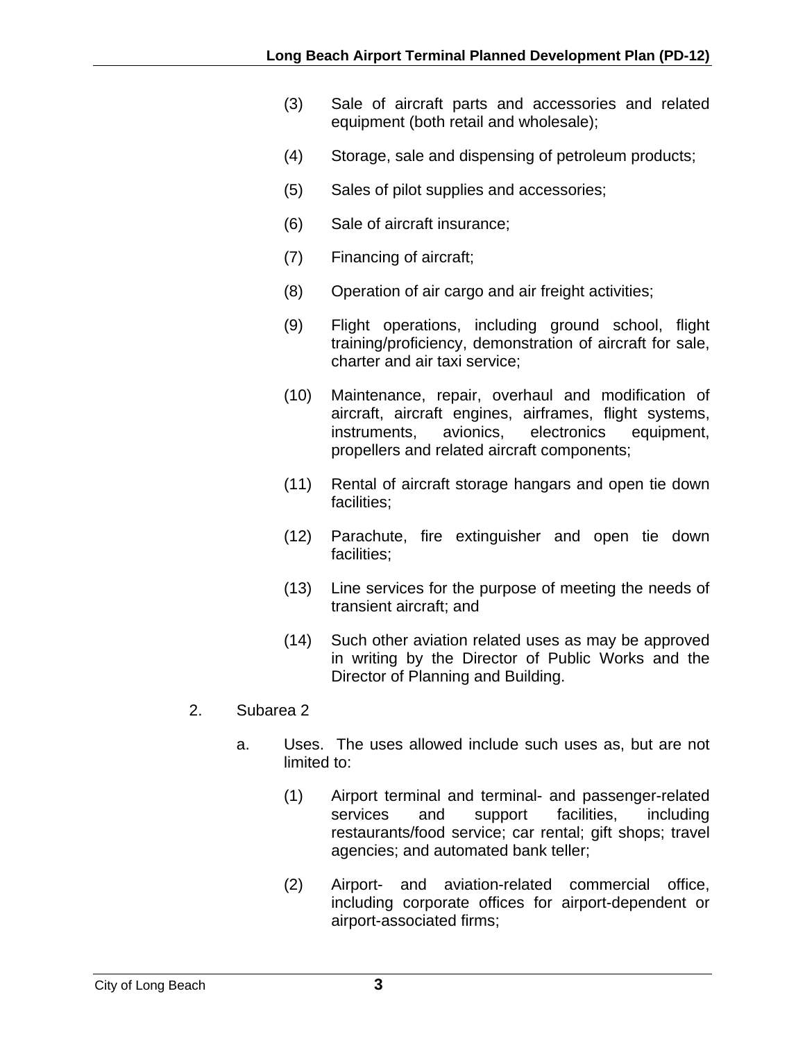(3) Sale of aircraft parts and accessories and related equipment (both retail and wholesale);

(4) Storage, sale and dispensing of petroleum products;

(5) Sales of pilot supplies and accessories;

(6) Sale of aircraft insurance;

(7) Financing of aircraft;

(8) Operation of air cargo and air freight activities;

(9) Flight operations, including ground school, flight training/proficiency, demonstration of aircraft for sale, charter and air taxi service;

(10) Maintenance, repair, overhaul and modification of aircraft, aircraft engines, airframes, flight systems, instruments, avionics, electronics equipment, propellers and related aircraft components;

(11) Rental of aircraft storage hangars and open tie down facilities;

(12) Parachute, fire extinguisher and open tie down facilities;

(13) Line services for the purpose of meeting the needs of transient aircraft; and

(14) Such other aviation related uses as may be approved in writing by the Director of Public Works and the Director of Planning and Building.

2. Subarea 2

a. Uses. The uses allowed include such uses as, but are not limited to:

(1) Airport terminal and terminal- and passenger-related services and support facilities, including restaurants/food service; car rental; gift shops; travel agencies; and automated bank teller;

(2) Airport- and aviation-related commercial office, including corporate offices for airport-dependent or airport-associated firms;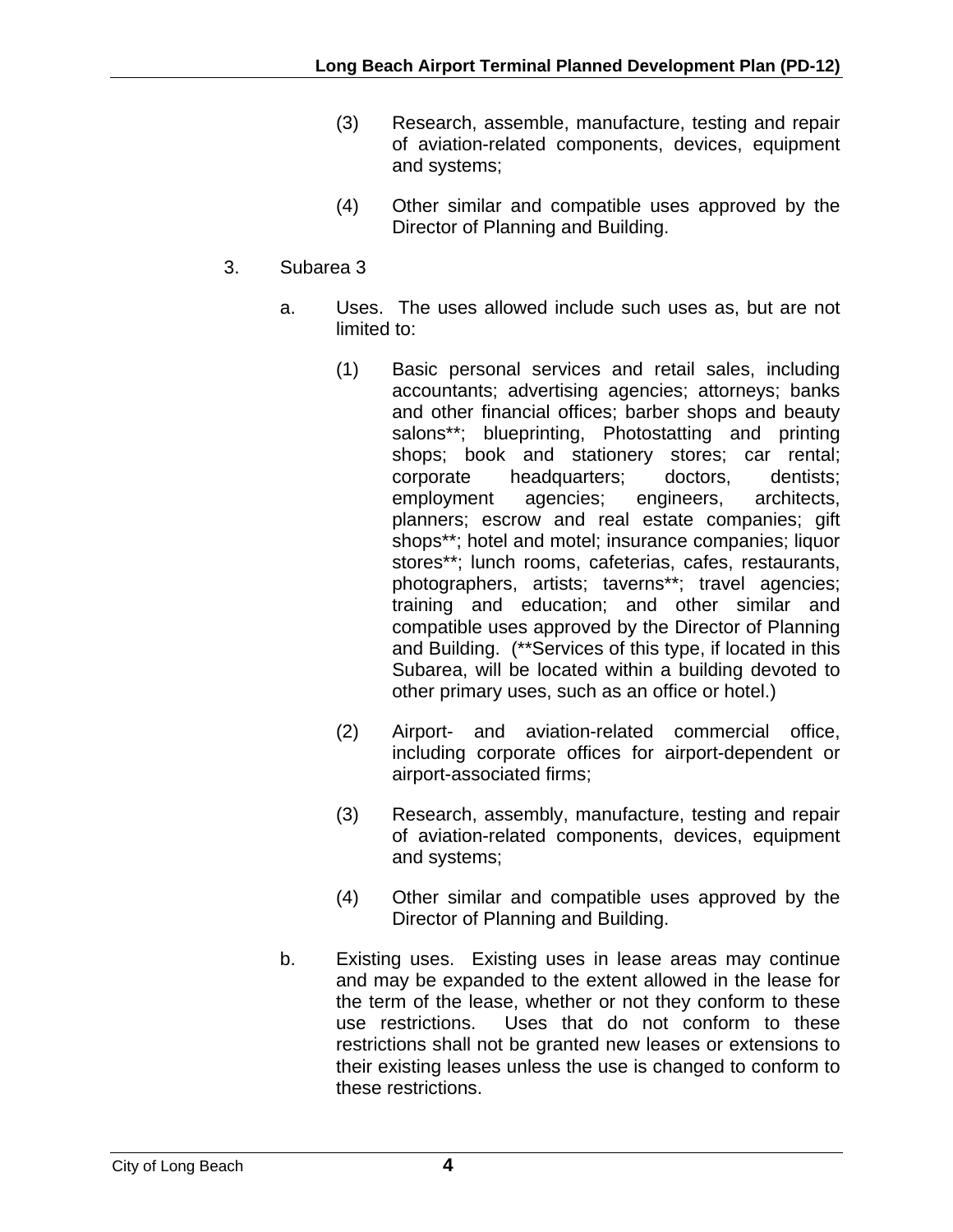(3) Research, assemble, manufacture, testing and repair of aviation-related components, devices, equipment and systems;

(4) Other similar and compatible uses approved by the Director of Planning and Building.

3. Subarea 3

a. Uses. The uses allowed include such uses as, but are not limited to:

(1) Basic personal services and retail sales, including accountants; advertising agencies; attorneys; banks and other financial offices; barber shops and beauty salons**; blueprinting, Photostatting and printing shops; book and stationery stores; car rental; corporate headquarters; doctors, dentists; employment agencies; engineers, architects, planners; escrow and real estate companies; gift shops**; hotel and motel; insurance companies; liquor stores**; lunch rooms, cafeterias, cafes, restaurants, photographers, artists; taverns**; travel agencies; training and education; and other similar and compatible uses approved by the Director of Planning and Building. (**Services of this type, if located in this Subarea, will be located within a building devoted to other primary uses, such as an office or hotel.)

(2) Airport- and aviation-related commercial office, including corporate offices for airport-dependent or airport-associated firms;

(3) Research, assembly, manufacture, testing and repair of aviation-related components, devices, equipment and systems;

(4) Other similar and compatible uses approved by the Director of Planning and Building.

b. Existing uses. Existing uses in lease areas may continue and may be expanded to the extent allowed in the lease for the term of the lease, whether or not they conform to these use restrictions. Uses that do not conform to these restrictions shall not be granted new leases or extensions to their existing leases unless the use is changed to conform to these restrictions.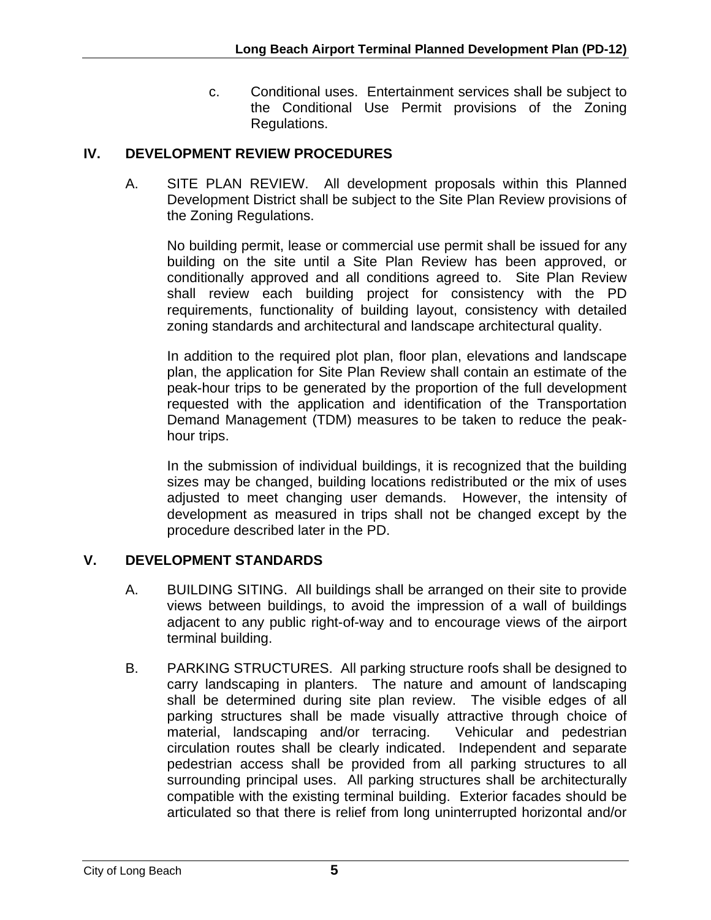c. Conditional uses. Entertainment services shall be subject to the Conditional Use Permit provisions of the Zoning Regulations.

## IV. DEVELOPMENT REVIEW PROCEDURES

A. SITE PLAN REVIEW. All development proposals within this Planned Development District shall be subject to the Site Plan Review provisions of the Zoning Regulations.

No building permit, lease or commercial use permit shall be issued for any building on the site until a Site Plan Review has been approved, or conditionally approved and all conditions agreed to. Site Plan Review shall review each building project for consistency with the PD requirements, functionality of building layout, consistency with detailed zoning standards and architectural and landscape architectural quality.

In addition to the required plot plan, floor plan, elevations and landscape plan, the application for Site Plan Review shall contain an estimate of the peak-hour trips to be generated by the proportion of the full development requested with the application and identification of the Transportation Demand Management (TDM) measures to be taken to reduce the peak-hour trips.

In the submission of individual buildings, it is recognized that the building sizes may be changed, building locations redistributed or the mix of uses adjusted to meet changing user demands. However, the intensity of development as measured in trips shall not be changed except by the procedure described later in the PD.

## V. DEVELOPMENT STANDARDS

A. BUILDING SITING. All buildings shall be arranged on their site to provide views between buildings, to avoid the impression of a wall of buildings adjacent to any public right-of-way and to encourage views of the airport terminal building.

B. PARKING STRUCTURES. All parking structure roofs shall be designed to carry landscaping in planters. The nature and amount of landscaping shall be determined during site plan review. The visible edges of all parking structures shall be made visually attractive through choice of material, landscaping and/or terracing. Vehicular and pedestrian circulation routes shall be clearly indicated. Independent and separate pedestrian access shall be provided from all parking structures to all surrounding principal uses. All parking structures shall be architecturally compatible with the existing terminal building. Exterior facades should be articulated so that there is relief from long uninterrupted horizontal and/or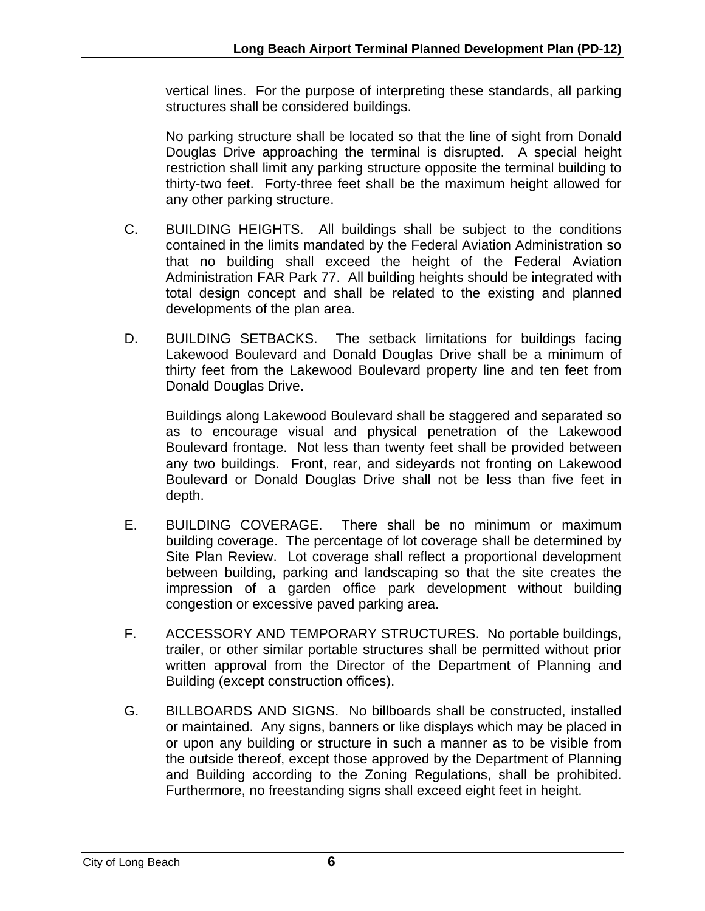vertical lines. For the purpose of interpreting these standards, all parking structures shall be considered buildings.

No parking structure shall be located so that the line of sight from Donald Douglas Drive approaching the terminal is disrupted. A special height restriction shall limit any parking structure opposite the terminal building to thirty-two feet. Forty-three feet shall be the maximum height allowed for any other parking structure.

C. BUILDING HEIGHTS. All buildings shall be subject to the conditions contained in the limits mandated by the Federal Aviation Administration so that no building shall exceed the height of the Federal Aviation Administration FAR Park 77. All building heights should be integrated with total design concept and shall be related to the existing and planned developments of the plan area.

D. BUILDING SETBACKS. The setback limitations for buildings facing Lakewood Boulevard and Donald Douglas Drive shall be a minimum of thirty feet from the Lakewood Boulevard property line and ten feet from Donald Douglas Drive.

Buildings along Lakewood Boulevard shall be staggered and separated so as to encourage visual and physical penetration of the Lakewood Boulevard frontage. Not less than twenty feet shall be provided between any two buildings. Front, rear, and sideyards not fronting on Lakewood Boulevard or Donald Douglas Drive shall not be less than five feet in depth.

E. BUILDING COVERAGE. There shall be no minimum or maximum building coverage. The percentage of lot coverage shall be determined by Site Plan Review. Lot coverage shall reflect a proportional development between building, parking and landscaping so that the site creates the impression of a garden office park development without building congestion or excessive paved parking area.

F. ACCESSORY AND TEMPORARY STRUCTURES. No portable buildings, trailer, or other similar portable structures shall be permitted without prior written approval from the Director of the Department of Planning and Building (except construction offices).

G. BILLBOARDS AND SIGNS. No billboards shall be constructed, installed or maintained. Any signs, banners or like displays which may be placed in or upon any building or structure in such a manner as to be visible from the outside thereof, except those approved by the Department of Planning and Building according to the Zoning Regulations, shall be prohibited. Furthermore, no freestanding signs shall exceed eight feet in height.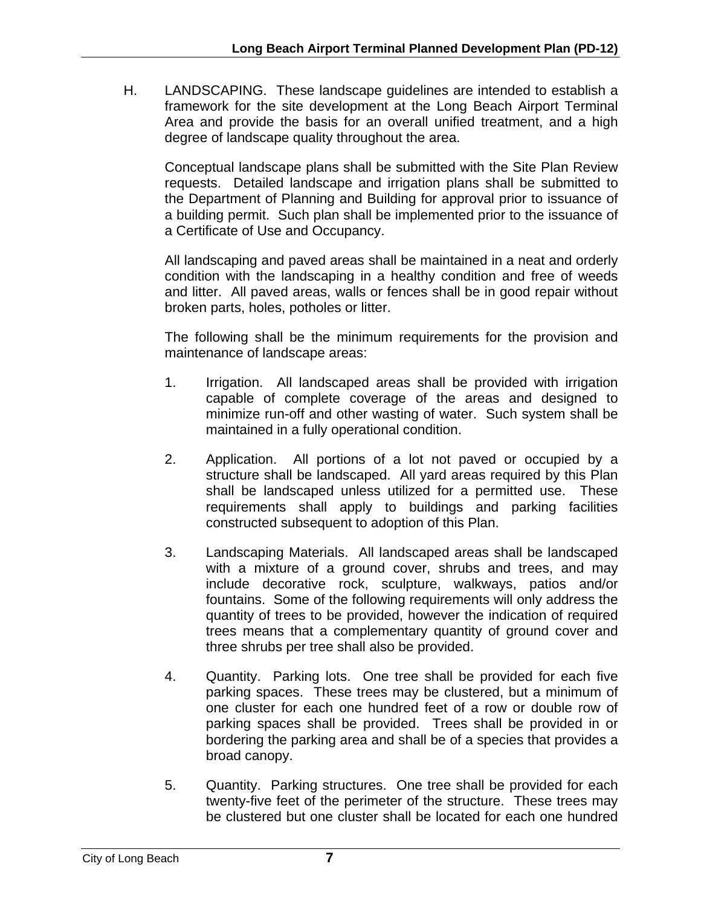H. LANDSCAPING. These landscape guidelines are intended to establish a framework for the site development at the Long Beach Airport Terminal Area and provide the basis for an overall unified treatment, and a high degree of landscape quality throughout the area.

Conceptual landscape plans shall be submitted with the Site Plan Review requests. Detailed landscape and irrigation plans shall be submitted to the Department of Planning and Building for approval prior to issuance of a building permit. Such plan shall be implemented prior to the issuance of a Certificate of Use and Occupancy.

All landscaping and paved areas shall be maintained in a neat and orderly condition with the landscaping in a healthy condition and free of weeds and litter. All paved areas, walls or fences shall be in good repair without broken parts, holes, potholes or litter.

The following shall be the minimum requirements for the provision and maintenance of landscape areas:

1. Irrigation. All landscaped areas shall be provided with irrigation capable of complete coverage of the areas and designed to minimize run-off and other wasting of water. Such system shall be maintained in a fully operational condition.

2. Application. All portions of a lot not paved or occupied by a structure shall be landscaped. All yard areas required by this Plan shall be landscaped unless utilized for a permitted use. These requirements shall apply to buildings and parking facilities constructed subsequent to adoption of this Plan.

3. Landscaping Materials. All landscaped areas shall be landscaped with a mixture of a ground cover, shrubs and trees, and may include decorative rock, sculpture, walkways, patios and/or fountains. Some of the following requirements will only address the quantity of trees to be provided, however the indication of required trees means that a complementary quantity of ground cover and three shrubs per tree shall also be provided.

4. Quantity. Parking lots. One tree shall be provided for each five parking spaces. These trees may be clustered, but a minimum of one cluster for each one hundred feet of a row or double row of parking spaces shall be provided. Trees shall be provided in or bordering the parking area and shall be of a species that provides a broad canopy.

5. Quantity. Parking structures. One tree shall be provided for each twenty-five feet of the perimeter of the structure. These trees may be clustered but one cluster shall be located for each one hundred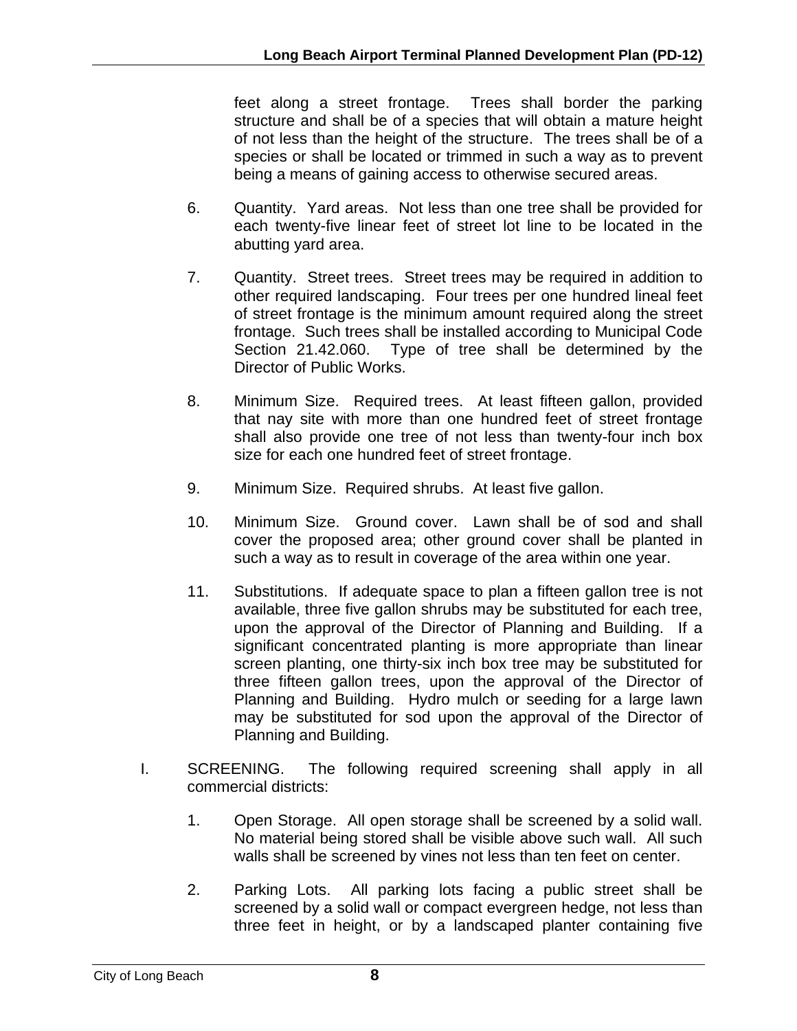feet along a street frontage. Trees shall border the parking structure and shall be of a species that will obtain a mature height of not less than the height of the structure. The trees shall be of a species or shall be located or trimmed in such a way as to prevent being a means of gaining access to otherwise secured areas.

6. Quantity. Yard areas. Not less than one tree shall be provided for each twenty-five linear feet of street lot line to be located in the abutting yard area.

7. Quantity. Street trees. Street trees may be required in addition to other required landscaping. Four trees per one hundred lineal feet of street frontage is the minimum amount required along the street frontage. Such trees shall be installed according to Municipal Code Section 21.42.060. Type of tree shall be determined by the Director of Public Works.

8. Minimum Size. Required trees. At least fifteen gallon, provided that nay site with more than one hundred feet of street frontage shall also provide one tree of not less than twenty-four inch box size for each one hundred feet of street frontage.

9. Minimum Size. Required shrubs. At least five gallon.

10. Minimum Size. Ground cover. Lawn shall be of sod and shall cover the proposed area; other ground cover shall be planted in such a way as to result in coverage of the area within one year.

11. Substitutions. If adequate space to plan a fifteen gallon tree is not available, three five gallon shrubs may be substituted for each tree, upon the approval of the Director of Planning and Building. If a significant concentrated planting is more appropriate than linear screen planting, one thirty-six inch box tree may be substituted for three fifteen gallon trees, upon the approval of the Director of Planning and Building. Hydro mulch or seeding for a large lawn may be substituted for sod upon the approval of the Director of Planning and Building.

I. SCREENING. The following required screening shall apply in all commercial districts:

1. Open Storage. All open storage shall be screened by a solid wall. No material being stored shall be visible above such wall. All such walls shall be screened by vines not less than ten feet on center.

2. Parking Lots. All parking lots facing a public street shall be screened by a solid wall or compact evergreen hedge, not less than three feet in height, or by a landscaped planter containing five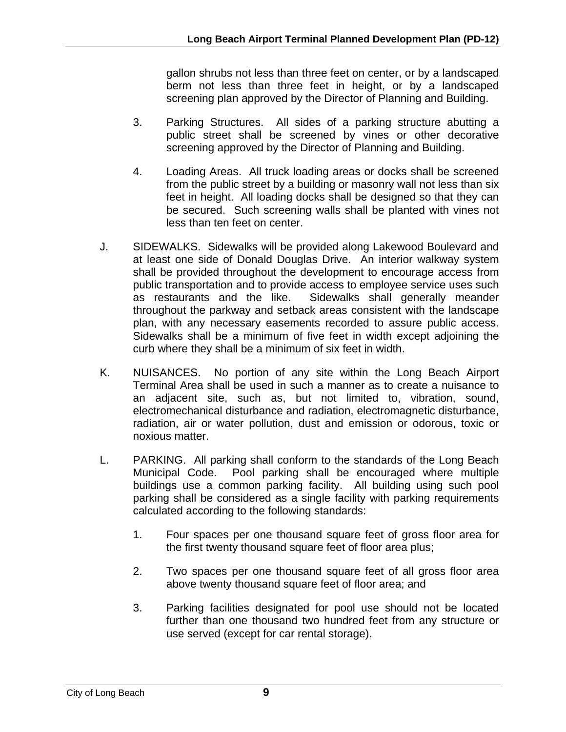gallon shrubs not less than three feet on center, or by a landscaped berm not less than three feet in height, or by a landscaped screening plan approved by the Director of Planning and Building.

3. Parking Structures. All sides of a parking structure abutting a public street shall be screened by vines or other decorative screening approved by the Director of Planning and Building.

4. Loading Areas. All truck loading areas or docks shall be screened from the public street by a building or masonry wall not less than six feet in height. All loading docks shall be designed so that they can be secured. Such screening walls shall be planted with vines not less than ten feet on center.

J. SIDEWALKS. Sidewalks will be provided along Lakewood Boulevard and at least one side of Donald Douglas Drive. An interior walkway system shall be provided throughout the development to encourage access from public transportation and to provide access to employee service uses such as restaurants and the like. Sidewalks shall generally meander throughout the parkway and setback areas consistent with the landscape plan, with any necessary easements recorded to assure public access. Sidewalks shall be a minimum of five feet in width except adjoining the curb where they shall be a minimum of six feet in width.

K. NUISANCES. No portion of any site within the Long Beach Airport Terminal Area shall be used in such a manner as to create a nuisance to an adjacent site, such as, but not limited to, vibration, sound, electromechanical disturbance and radiation, electromagnetic disturbance, radiation, air or water pollution, dust and emission or odorous, toxic or noxious matter.

L. PARKING. All parking shall conform to the standards of the Long Beach Municipal Code. Pool parking shall be encouraged where multiple buildings use a common parking facility. All building using such pool parking shall be considered as a single facility with parking requirements calculated according to the following standards:

1. Four spaces per one thousand square feet of gross floor area for the first twenty thousand square feet of floor area plus;

2. Two spaces per one thousand square feet of all gross floor area above twenty thousand square feet of floor area; and

3. Parking facilities designated for pool use should not be located further than one thousand two hundred feet from any structure or use served (except for car rental storage).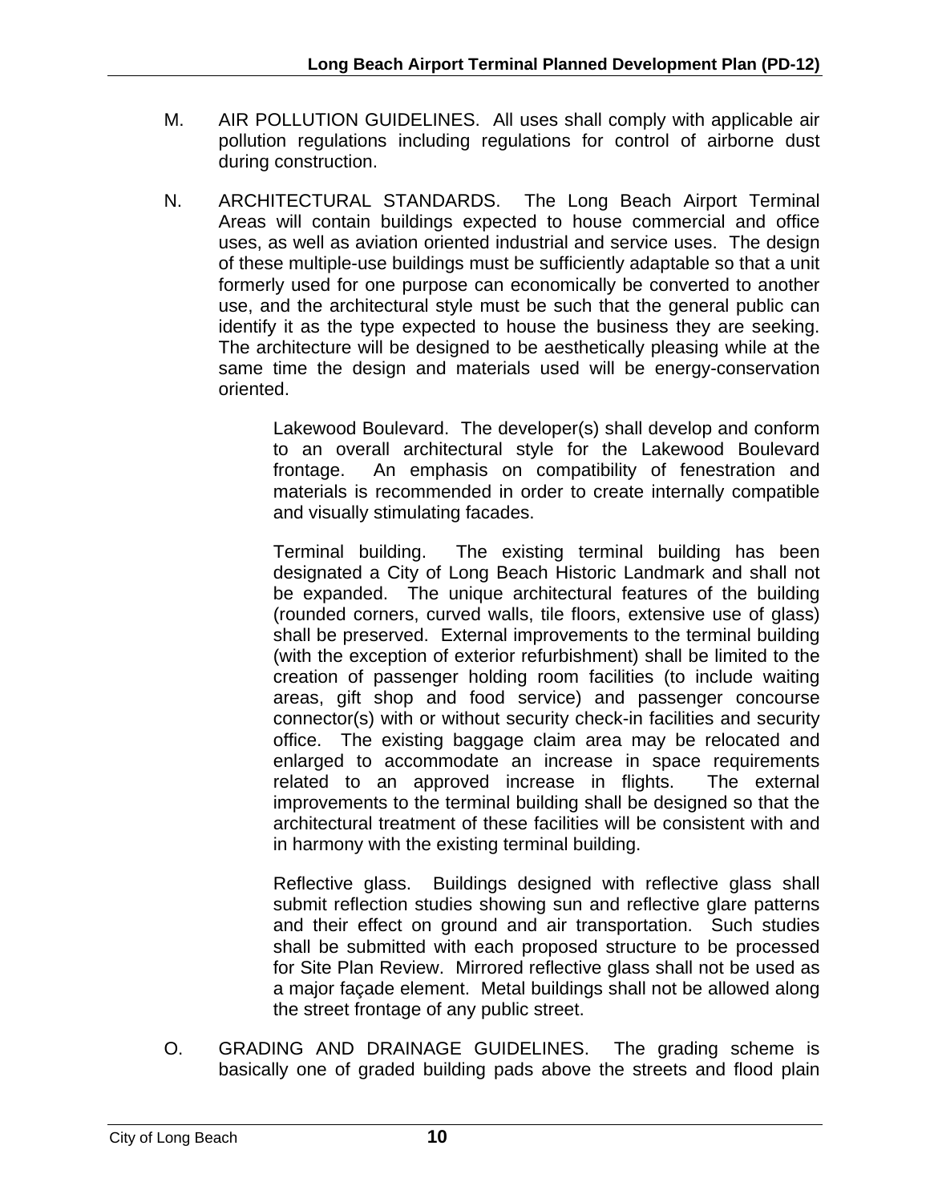M. AIR POLLUTION GUIDELINES. All uses shall comply with applicable air pollution regulations including regulations for control of airborne dust during construction.

N. ARCHITECTURAL STANDARDS. The Long Beach Airport Terminal Areas will contain buildings expected to house commercial and office uses, as well as aviation oriented industrial and service uses. The design of these multiple-use buildings must be sufficiently adaptable so that a unit formerly used for one purpose can economically be converted to another use, and the architectural style must be such that the general public can identify it as the type expected to house the business they are seeking. The architecture will be designed to be aesthetically pleasing while at the same time the design and materials used will be energy-conservation oriented.

> Lakewood Boulevard. The developer(s) shall develop and conform to an overall architectural style for the Lakewood Boulevard frontage. An emphasis on compatibility of fenestration and materials is recommended in order to create internally compatible and visually stimulating facades.
>
> Terminal building. The existing terminal building has been designated a City of Long Beach Historic Landmark and shall not be expanded. The unique architectural features of the building (rounded corners, curved walls, tile floors, extensive use of glass) shall be preserved. External improvements to the terminal building (with the exception of exterior refurbishment) shall be limited to the creation of passenger holding room facilities (to include waiting areas, gift shop and food service) and passenger concourse connector(s) with or without security check-in facilities and security office. The existing baggage claim area may be relocated and enlarged to accommodate an increase in space requirements related to an approved increase in flights. The external improvements to the terminal building shall be designed so that the architectural treatment of these facilities will be consistent with and in harmony with the existing terminal building.
>
> Reflective glass. Buildings designed with reflective glass shall submit reflection studies showing sun and reflective glare patterns and their effect on ground and air transportation. Such studies shall be submitted with each proposed structure to be processed for Site Plan Review. Mirrored reflective glass shall not be used as a major façade element. Metal buildings shall not be allowed along the street frontage of any public street.

O. GRADING AND DRAINAGE GUIDELINES. The grading scheme is basically one of graded building pads above the streets and flood plain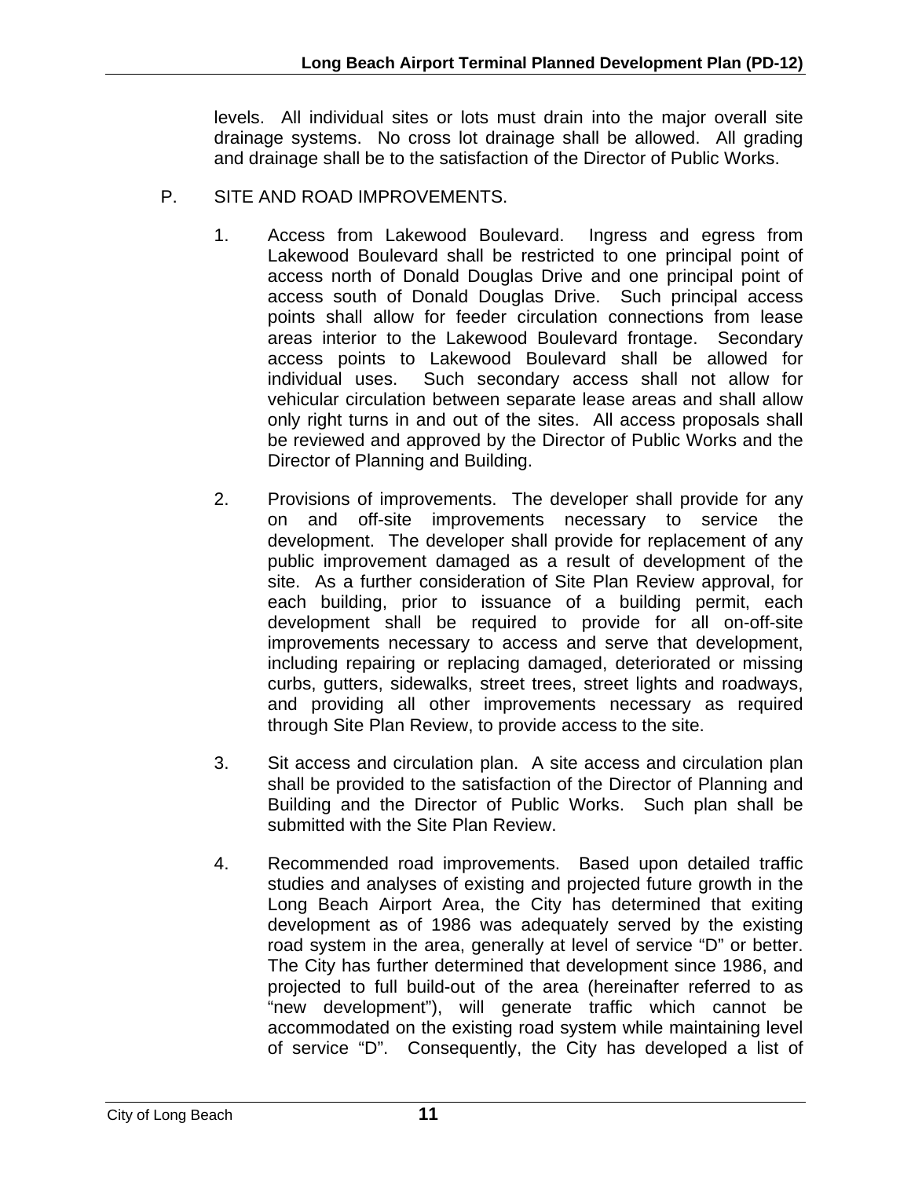levels. All individual sites or lots must drain into the major overall site drainage systems. No cross lot drainage shall be allowed. All grading and drainage shall be to the satisfaction of the Director of Public Works.

P. SITE AND ROAD IMPROVEMENTS.

1. Access from Lakewood Boulevard. Ingress and egress from Lakewood Boulevard shall be restricted to one principal point of access north of Donald Douglas Drive and one principal point of access south of Donald Douglas Drive. Such principal access points shall allow for feeder circulation connections from lease areas interior to the Lakewood Boulevard frontage. Secondary access points to Lakewood Boulevard shall be allowed for individual uses. Such secondary access shall not allow for vehicular circulation between separate lease areas and shall allow only right turns in and out of the sites. All access proposals shall be reviewed and approved by the Director of Public Works and the Director of Planning and Building.

2. Provisions of improvements. The developer shall provide for any on and off-site improvements necessary to service the development. The developer shall provide for replacement of any public improvement damaged as a result of development of the site. As a further consideration of Site Plan Review approval, for each building, prior to issuance of a building permit, each development shall be required to provide for all on-off-site improvements necessary to access and serve that development, including repairing or replacing damaged, deteriorated or missing curbs, gutters, sidewalks, street trees, street lights and roadways, and providing all other improvements necessary as required through Site Plan Review, to provide access to the site.

3. Sit access and circulation plan. A site access and circulation plan shall be provided to the satisfaction of the Director of Planning and Building and the Director of Public Works. Such plan shall be submitted with the Site Plan Review.

4. Recommended road improvements. Based upon detailed traffic studies and analyses of existing and projected future growth in the Long Beach Airport Area, the City has determined that exiting development as of 1986 was adequately served by the existing road system in the area, generally at level of service "D" or better. The City has further determined that development since 1986, and projected to full build-out of the area (hereinafter referred to as "new development"), will generate traffic which cannot be accommodated on the existing road system while maintaining level of service "D". Consequently, the City has developed a list of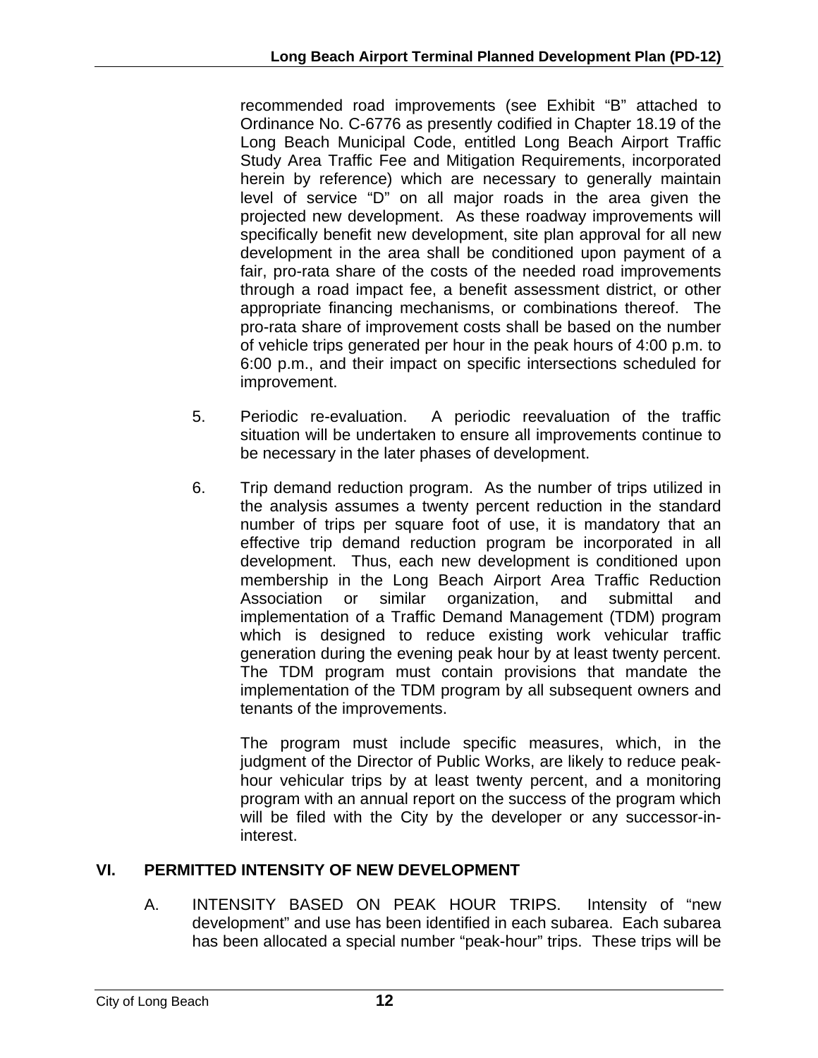recommended road improvements (see Exhibit "B" attached to Ordinance No. C-6776 as presently codified in Chapter 18.19 of the Long Beach Municipal Code, entitled Long Beach Airport Traffic Study Area Traffic Fee and Mitigation Requirements, incorporated herein by reference) which are necessary to generally maintain level of service "D" on all major roads in the area given the projected new development. As these roadway improvements will specifically benefit new development, site plan approval for all new development in the area shall be conditioned upon payment of a fair, pro-rata share of the costs of the needed road improvements through a road impact fee, a benefit assessment district, or other appropriate financing mechanisms, or combinations thereof. The pro-rata share of improvement costs shall be based on the number of vehicle trips generated per hour in the peak hours of 4:00 p.m. to 6:00 p.m., and their impact on specific intersections scheduled for improvement.

5. Periodic re-evaluation. A periodic reevaluation of the traffic situation will be undertaken to ensure all improvements continue to be necessary in the later phases of development.

6. Trip demand reduction program. As the number of trips utilized in the analysis assumes a twenty percent reduction in the standard number of trips per square foot of use, it is mandatory that an effective trip demand reduction program be incorporated in all development. Thus, each new development is conditioned upon membership in the Long Beach Airport Area Traffic Reduction Association or similar organization, and submittal and implementation of a Traffic Demand Management (TDM) program which is designed to reduce existing work vehicular traffic generation during the evening peak hour by at least twenty percent. The TDM program must contain provisions that mandate the implementation of the TDM program by all subsequent owners and tenants of the improvements.

   The program must include specific measures, which, in the judgment of the Director of Public Works, are likely to reduce peak-hour vehicular trips by at least twenty percent, and a monitoring program with an annual report on the success of the program which will be filed with the City by the developer or any successor-in-interest.

## VI. PERMITTED INTENSITY OF NEW DEVELOPMENT

A. INTENSITY BASED ON PEAK HOUR TRIPS. Intensity of "new development" and use has been identified in each subarea. Each subarea has been allocated a special number "peak-hour" trips. These trips will be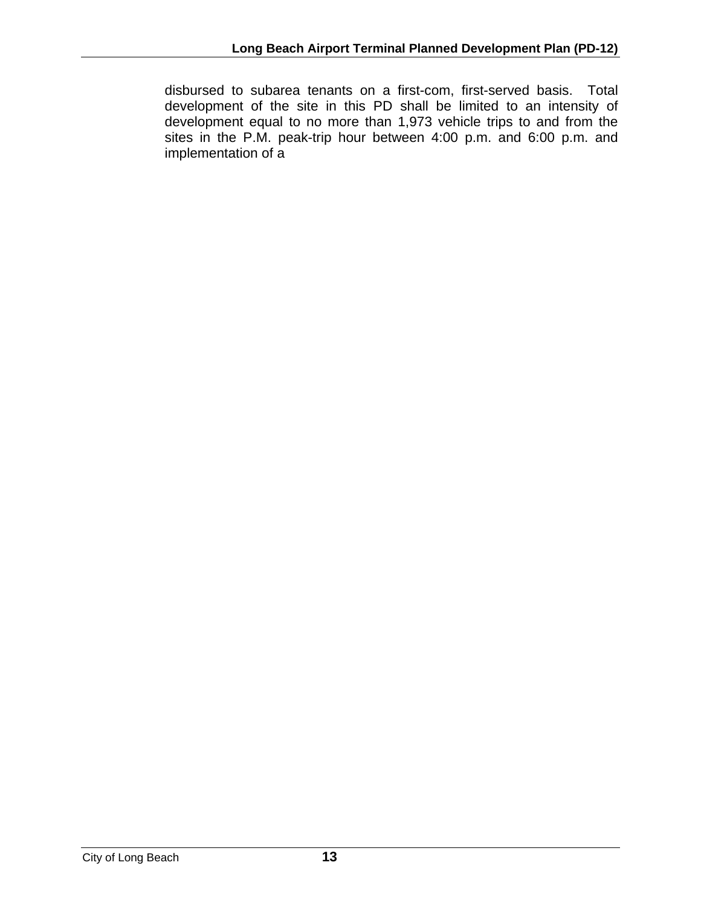disbursed to subarea tenants on a first-com, first-served basis. Total development of the site in this PD shall be limited to an intensity of development equal to no more than 1,973 vehicle trips to and from the sites in the P.M. peak-trip hour between 4:00 p.m. and 6:00 p.m. and implementation of a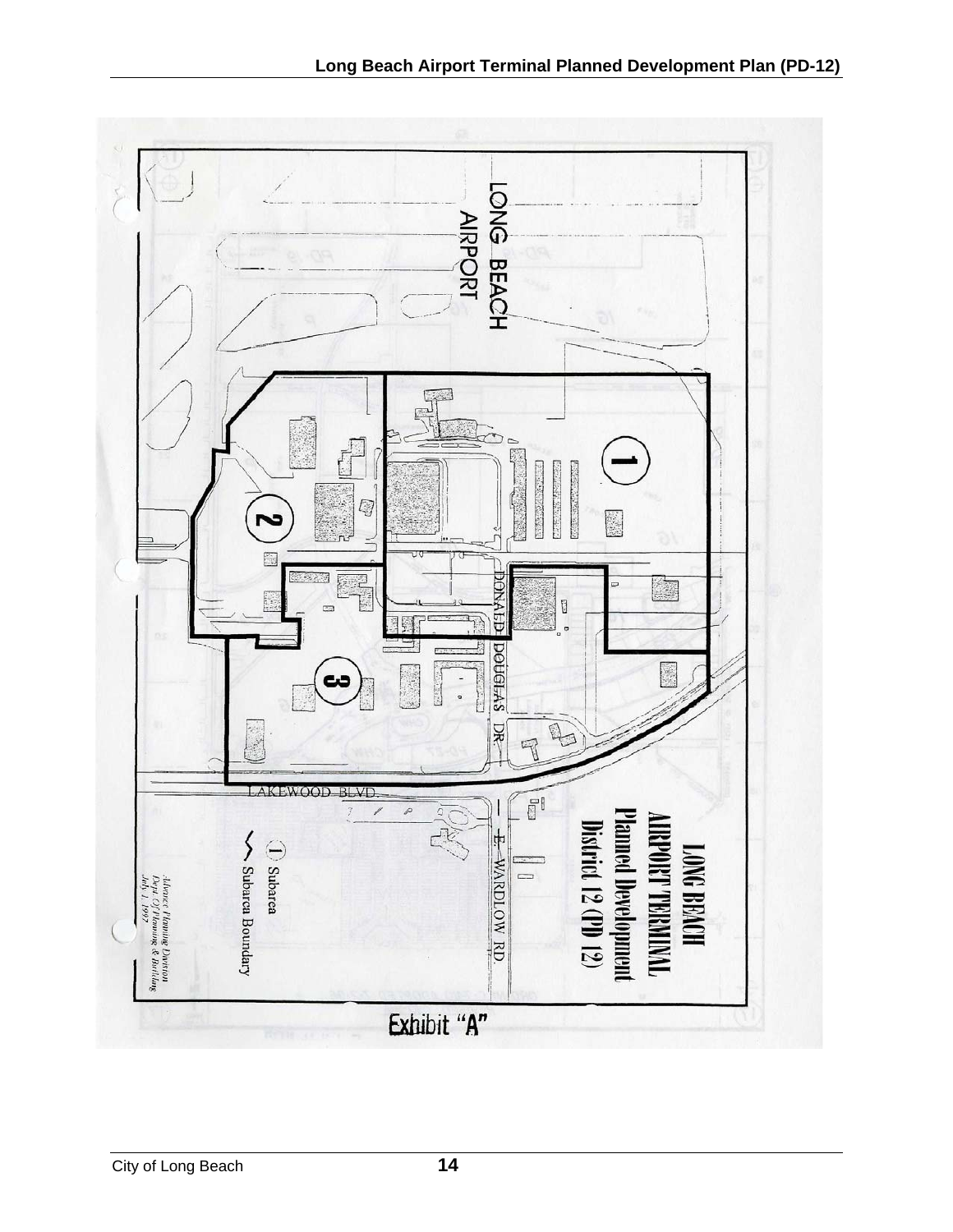LONG BEACH AIRPORT

LONG BEACH AIRPORT TERMINAL Planned Development District 12 (PD 12)

DONALD DOUGLAS DR.

LAKEWOOD BLVD.

E. WARDLOW RD.

1 Subarea

Subarea Boundary

Advance Planning Division
Dept. Of Planning & Building
July 1, 1997

Exhibit "A"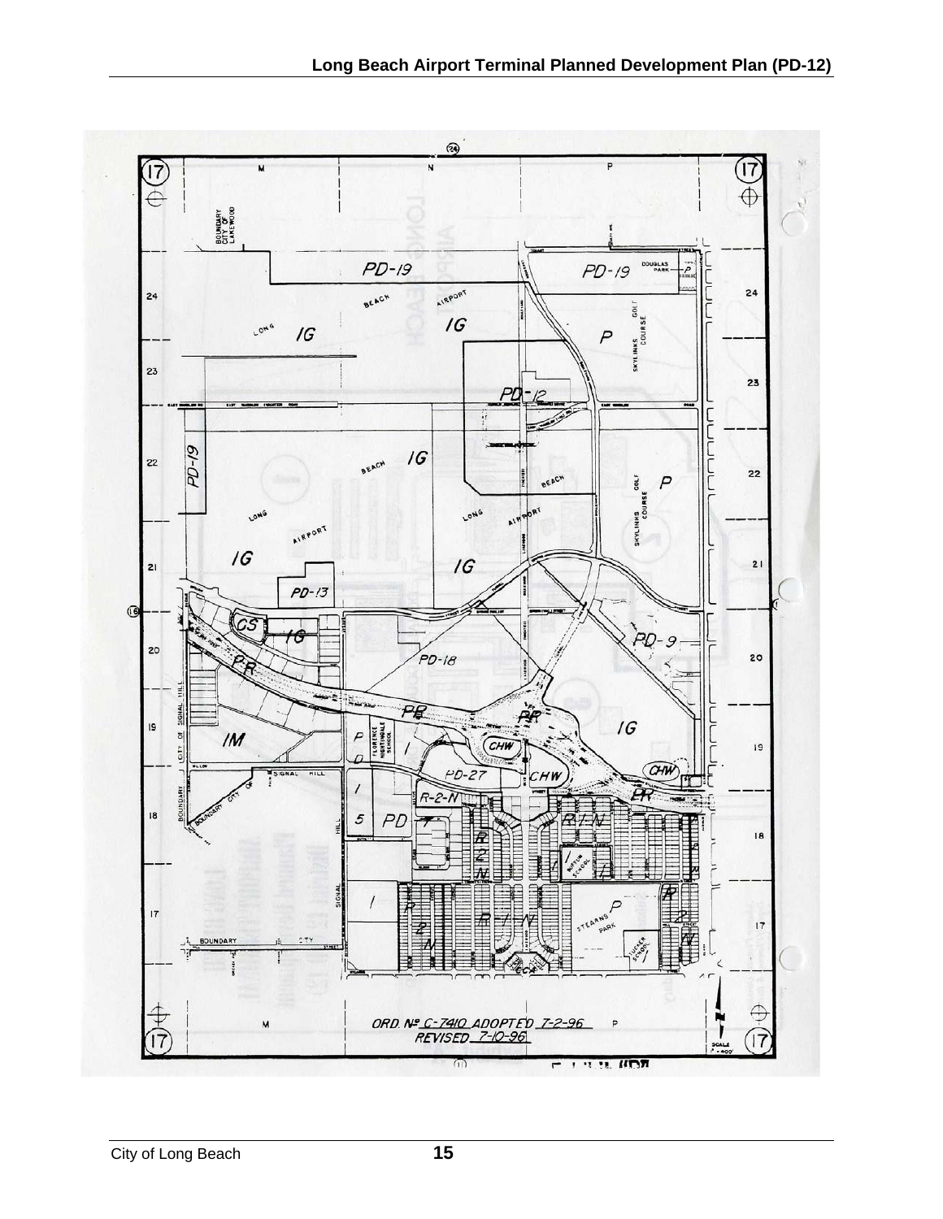ORD. Nº C-7410 ADOPTED 7-2-96
REVISED 7-10-96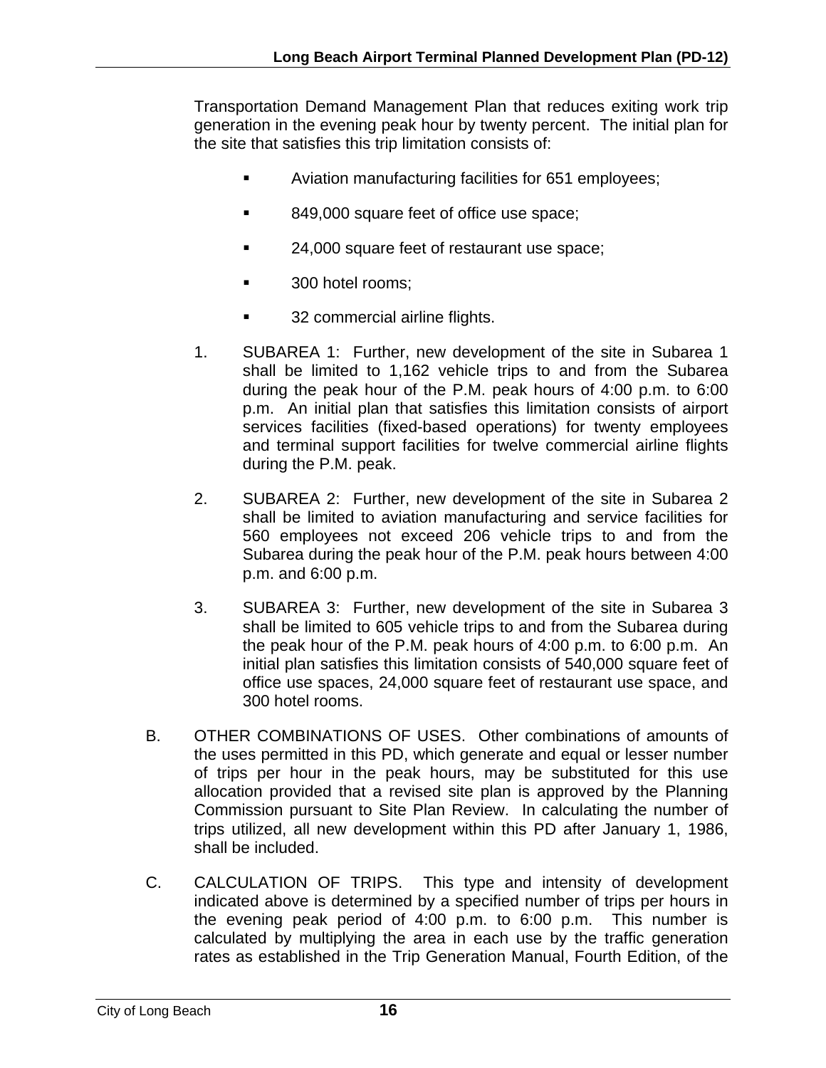Transportation Demand Management Plan that reduces exiting work trip generation in the evening peak hour by twenty percent. The initial plan for the site that satisfies this trip limitation consists of:

- Aviation manufacturing facilities for 651 employees;
- 849,000 square feet of office use space;
- 24,000 square feet of restaurant use space;
- 300 hotel rooms;
- 32 commercial airline flights.

1. SUBAREA 1: Further, new development of the site in Subarea 1 shall be limited to 1,162 vehicle trips to and from the Subarea during the peak hour of the P.M. peak hours of 4:00 p.m. to 6:00 p.m. An initial plan that satisfies this limitation consists of airport services facilities (fixed-based operations) for twenty employees and terminal support facilities for twelve commercial airline flights during the P.M. peak.

2. SUBAREA 2: Further, new development of the site in Subarea 2 shall be limited to aviation manufacturing and service facilities for 560 employees not exceed 206 vehicle trips to and from the Subarea during the peak hour of the P.M. peak hours between 4:00 p.m. and 6:00 p.m.

3. SUBAREA 3: Further, new development of the site in Subarea 3 shall be limited to 605 vehicle trips to and from the Subarea during the peak hour of the P.M. peak hours of 4:00 p.m. to 6:00 p.m. An initial plan satisfies this limitation consists of 540,000 square feet of office use spaces, 24,000 square feet of restaurant use space, and 300 hotel rooms.

B. OTHER COMBINATIONS OF USES. Other combinations of amounts of the uses permitted in this PD, which generate and equal or lesser number of trips per hour in the peak hours, may be substituted for this use allocation provided that a revised site plan is approved by the Planning Commission pursuant to Site Plan Review. In calculating the number of trips utilized, all new development within this PD after January 1, 1986, shall be included.

C. CALCULATION OF TRIPS. This type and intensity of development indicated above is determined by a specified number of trips per hours in the evening peak period of 4:00 p.m. to 6:00 p.m. This number is calculated by multiplying the area in each use by the traffic generation rates as established in the Trip Generation Manual, Fourth Edition, of the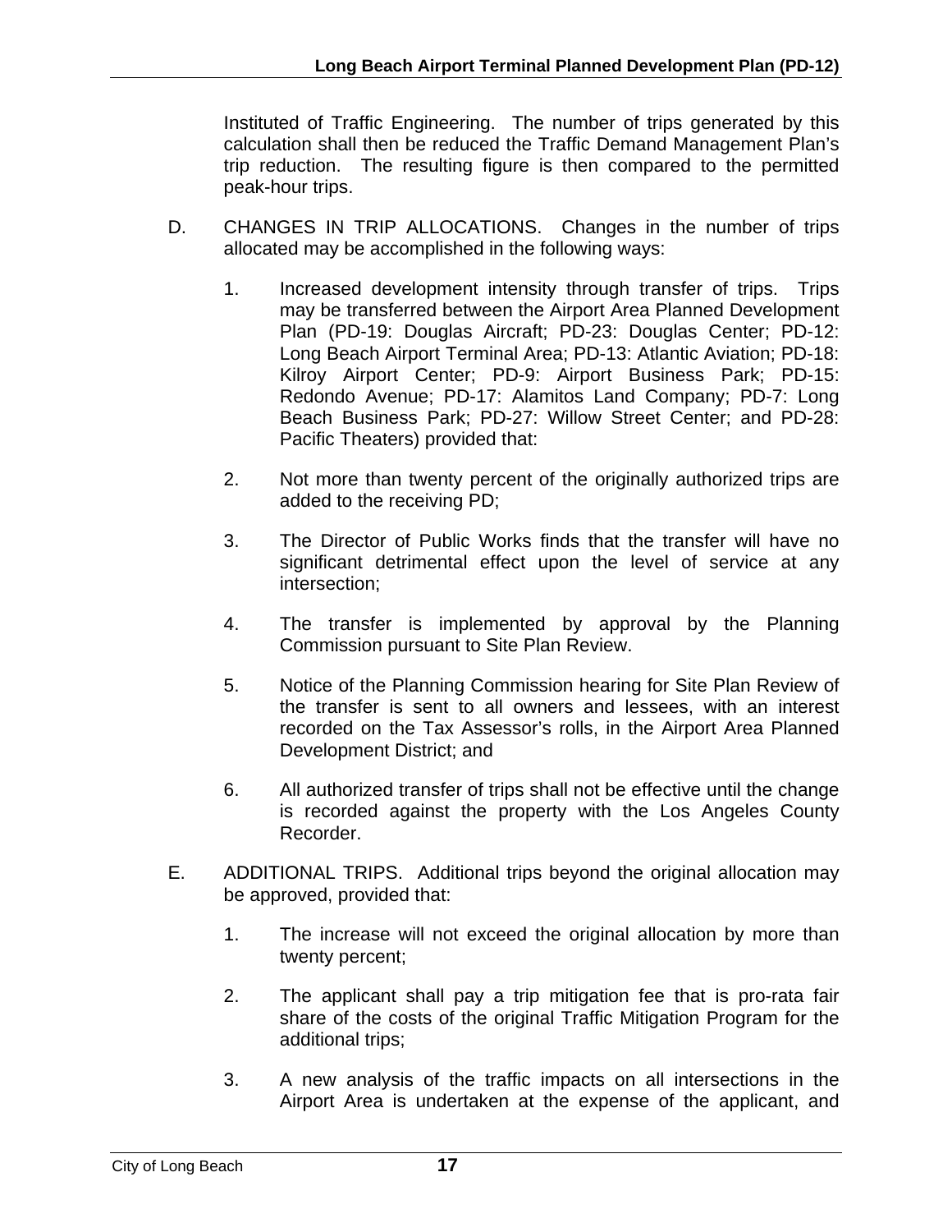Instituted of Traffic Engineering. The number of trips generated by this calculation shall then be reduced the Traffic Demand Management Plan's trip reduction. The resulting figure is then compared to the permitted peak-hour trips.

D. CHANGES IN TRIP ALLOCATIONS. Changes in the number of trips allocated may be accomplished in the following ways:

1. Increased development intensity through transfer of trips. Trips may be transferred between the Airport Area Planned Development Plan (PD-19: Douglas Aircraft; PD-23: Douglas Center; PD-12: Long Beach Airport Terminal Area; PD-13: Atlantic Aviation; PD-18: Kilroy Airport Center; PD-9: Airport Business Park; PD-15: Redondo Avenue; PD-17: Alamitos Land Company; PD-7: Long Beach Business Park; PD-27: Willow Street Center; and PD-28: Pacific Theaters) provided that:

2. Not more than twenty percent of the originally authorized trips are added to the receiving PD;

3. The Director of Public Works finds that the transfer will have no significant detrimental effect upon the level of service at any intersection;

4. The transfer is implemented by approval by the Planning Commission pursuant to Site Plan Review.

5. Notice of the Planning Commission hearing for Site Plan Review of the transfer is sent to all owners and lessees, with an interest recorded on the Tax Assessor's rolls, in the Airport Area Planned Development District; and

6. All authorized transfer of trips shall not be effective until the change is recorded against the property with the Los Angeles County Recorder.

E. ADDITIONAL TRIPS. Additional trips beyond the original allocation may be approved, provided that:

1. The increase will not exceed the original allocation by more than twenty percent;

2. The applicant shall pay a trip mitigation fee that is pro-rata fair share of the costs of the original Traffic Mitigation Program for the additional trips;

3. A new analysis of the traffic impacts on all intersections in the Airport Area is undertaken at the expense of the applicant, and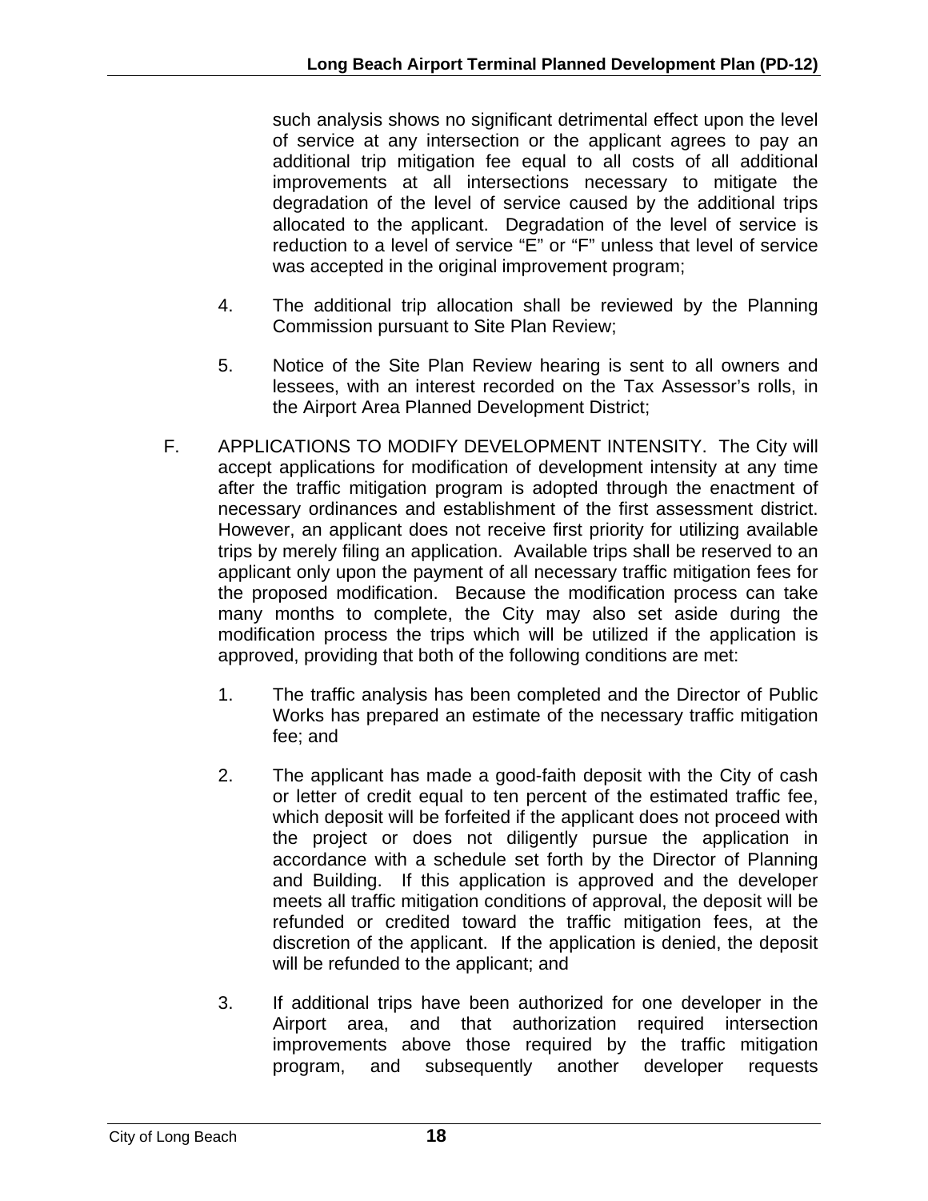such analysis shows no significant detrimental effect upon the level of service at any intersection or the applicant agrees to pay an additional trip mitigation fee equal to all costs of all additional improvements at all intersections necessary to mitigate the degradation of the level of service caused by the additional trips allocated to the applicant. Degradation of the level of service is reduction to a level of service "E" or "F" unless that level of service was accepted in the original improvement program;

4. The additional trip allocation shall be reviewed by the Planning Commission pursuant to Site Plan Review;

5. Notice of the Site Plan Review hearing is sent to all owners and lessees, with an interest recorded on the Tax Assessor's rolls, in the Airport Area Planned Development District;

F. APPLICATIONS TO MODIFY DEVELOPMENT INTENSITY. The City will accept applications for modification of development intensity at any time after the traffic mitigation program is adopted through the enactment of necessary ordinances and establishment of the first assessment district. However, an applicant does not receive first priority for utilizing available trips by merely filing an application. Available trips shall be reserved to an applicant only upon the payment of all necessary traffic mitigation fees for the proposed modification. Because the modification process can take many months to complete, the City may also set aside during the modification process the trips which will be utilized if the application is approved, providing that both of the following conditions are met:

1. The traffic analysis has been completed and the Director of Public Works has prepared an estimate of the necessary traffic mitigation fee; and

2. The applicant has made a good-faith deposit with the City of cash or letter of credit equal to ten percent of the estimated traffic fee, which deposit will be forfeited if the applicant does not proceed with the project or does not diligently pursue the application in accordance with a schedule set forth by the Director of Planning and Building. If this application is approved and the developer meets all traffic mitigation conditions of approval, the deposit will be refunded or credited toward the traffic mitigation fees, at the discretion of the applicant. If the application is denied, the deposit will be refunded to the applicant; and

3. If additional trips have been authorized for one developer in the Airport area, and that authorization required intersection improvements above those required by the traffic mitigation program, and subsequently another developer requests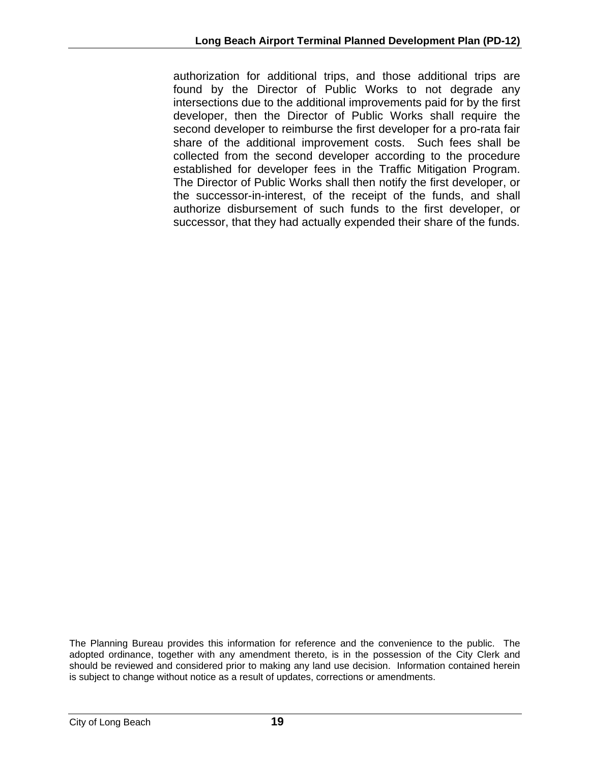authorization for additional trips, and those additional trips are found by the Director of Public Works to not degrade any intersections due to the additional improvements paid for by the first developer, then the Director of Public Works shall require the second developer to reimburse the first developer for a pro-rata fair share of the additional improvement costs. Such fees shall be collected from the second developer according to the procedure established for developer fees in the Traffic Mitigation Program. The Director of Public Works shall then notify the first developer, or the successor-in-interest, of the receipt of the funds, and shall authorize disbursement of such funds to the first developer, or successor, that they had actually expended their share of the funds.

The Planning Bureau provides this information for reference and the convenience to the public. The adopted ordinance, together with any amendment thereto, is in the possession of the City Clerk and should be reviewed and considered prior to making any land use decision. Information contained herein is subject to change without notice as a result of updates, corrections or amendments.